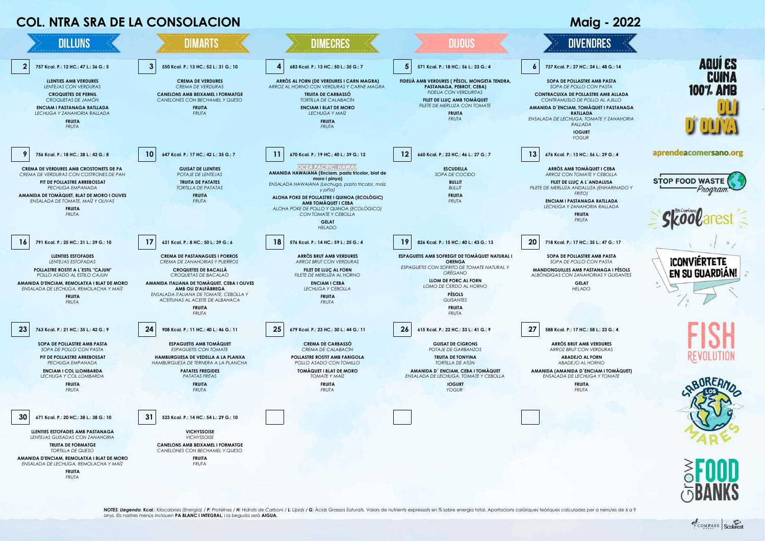# COL. NTRA SRA DE LA CONSOLACION

## Maig - 2022

| DILLUNS | DIMARTS | DIMECRES | DIJOUS | DIVENDRES |
|---|---|---|---|---|
| **2** 757 Kcal. P.: 12 HC.: 47 L.: 36 G.: 5<br>**LLENTIES AMB VERDURES**<br>*LENTEJAS CON VERDURAS*<br>**CROQUETES DE PERNIL**<br>*CROQUETAS DE JAMÓN*<br>**ENCIAM I PASTANAGA RATLLADA**<br>*LECHUGA Y ZANAHORIA RALLADA*<br>**FRUITA**<br>*FRUTA* | **3** 550 Kcal. P.: 13 HC.: 52 L.: 31 G.: 10<br>**CREMA DE VERDURES**<br>*CREMA DE VERDURAS*<br>**CANELONS AMB BEIXAMEL I FORMATGE**<br>*CANELONES CON BECHAMEL Y QUESO*<br>**FRUITA**<br>*FRUTA* | **4** 683 Kcal. P.: 13 HC.: 50 L.: 35 G.: 7<br>**ARRÒS AL FORN (DE VERDURES I CARN MAGRA)**<br>*ARROZ AL HORNO CON VERDURAS Y CARNE MAGRA*<br>**TRUITA DE CARBASSÓ**<br>*TORTILLA DE CALABACÍN*<br>**ENCIAM I BLAT DE MORO**<br>*LECHUGA Y MAÍZ*<br>**FRUITA**<br>*FRUTA* | **5** 571 Kcal. P.: 18 HC.: 56 L.: 23 G.: 4<br>**FIDEUÀ AMB VERDURES ( PÈSOL, MONGETA TENDRA, PASTANAGA, PEBROT, CEBA)**<br>*FIDEUA CON VERDURITAS*<br>**FILET DE LLUÇ AMB TOMÀQUET**<br>*FILETE DE MERLUZA CON TOMATE*<br>**FRUITA**<br>*FRUTA* | **6** 737 Kcal. P.: 27 HC.: 24 L.: 48 G.: 14<br>**SOPA DE POLLASTRE AMB PASTA**<br>*SOPA DE POLLO CON PASTA*<br>**CONTRACUIXA DE POLLASTRE AMB ALLADA**<br>*CONTRAMUSLO DE POLLO AL AJILLO*<br>**AMANIDA D´ENCIAM, TOMÀQUET I PASTANAGA RATLLADA**<br>*ENSALADA DE LECHUGA, TOMATE Y ZANAHORIA RALLADA*<br>**IOGURT**<br>*YOGUR* |
| **9** 756 Kcal. P.: 18 HC.: 38 L.: 42 G.: 8<br>**CREMA DE VERDURES AMB CROSTONETS DE PA**<br>*CREMA DE VERDURAS CON COSTRONES DE PAN*<br>**PIT DE POLLASTRE ARREBOSSAT**<br>*PECHUGA EMPANADA*<br>**AMANIDA DE TOMÀQUET, BLAT DE MORO I OLIVES**<br>*ENSALADA DE TOMATE, MAÍZ Y OLIVAS*<br>**FRUITA**<br>*FRUTA* | **10** 647 Kcal. P.: 17 HC.: 42 L.: 35 G.: 7<br>**GUISAT DE LLENTIES**<br>*POTAJE DE LENTEJAS*<br>**TRUITA DE PATATES**<br>*TORTILLA DE PATATAS*<br>**FRUITA**<br>*FRUTA* | **11** 670 Kcal. P.: 19 HC.: 40 L.: 39 G.: 12<br>*OCEÀ PACÍFIC: HAWAII*<br>**AMANIDA HAWAIANA (Enciam, pasta tricolor, blat de moro i pinya)**<br>*ENSALADA HAWAIANA (Lechuga, pasta tricolor, maíz y piña)*<br>**ALOHA POKE DE POLLASTRE I QUINOA (ECOLÒGIC) AMB TOMÀQUET I CEBA**<br>*ALOHA POKE DE POLLO Y QUINOA (ECOLÓGICO) CON TOMATE Y CEBOLLA*<br>**GELAT**<br>*HELADO* | **12** 660 Kcal. P.: 23 HC.: 46 L.: 27 G.: 7<br>**ESCUDELLA**<br>*SOPA DE COCIDO*<br>**BULLIT**<br>*BULLIT*<br>**FRUITA**<br>*FRUTA* | **13** 676 Kcal. P.: 13 HC.: 56 L.: 29 G.: 4<br>**ARRÒS AMB TOMÀQUET I CEBA**<br>*ARROZ CON TOMATE Y CEBOLLA*<br>**FILET DE LLUÇ A L´ANDALUSA**<br>*FILETE DE MERLUZA ANDALUZA (ENHARINADO Y FRITO)*<br>**ENCIAM I PASTANAGA RATLLADA**<br>*LECHUGA Y ZANAHORIA RALLADA*<br>**FRUITA**<br>*FRUTA* |
| **16** 791 Kcal. P.: 25 HC.: 31 L.: 39 G.: 10<br>**LLENTIES ESTOFADES**<br>*LENTEJAS ESTOFADAS*<br>**POLLASTRE ROSTIT A L´ESTIL "CAJUN"**<br>*POLLO ASADO AL ESTILO CAJUN*<br>**AMANIDA D'ENCIAM, REMOLATXA I BLAT DE MORO**<br>*ENSALADA DE LECHUGA, REMOLACHA Y MAÍZ*<br>**FRUITA**<br>*FRUTA* | **17** 631 Kcal. P.: 8 HC.: 50 L.: 39 G.: 6<br>**CREMA DE PASTANAGUES I PORROS**<br>*CREMA DE ZANAHORIAS Y PUERROS*<br>**CROQUETES DE BACALLÀ**<br>*CROQUETAS DE BACALAO*<br>**AMANIDA ITALIANA DE TOMÀQUET, CEBA I OLIVES AMB OLI D'ALFÀBREGA**<br>*ENSALADA ITALIANA DE TOMATE, CEBOLLA Y ACEITUNAS AL ACEITE DE ALBAHACA*<br>**FRUITA**<br>*FRUTA* | **18** 576 Kcal. P.: 14 HC.: 59 L.: 25 G.: 4<br>**ARRÒS BRUT AMB VERDURES**<br>*ARROZ BRUT CON VERDURAS*<br>**FILET DE LLUÇ AL FORN**<br>*FILETE DE MERLUZA AL HORNO*<br>**ENCIAM I CEBA**<br>*LECHUGA Y CEBOLLA*<br>**FRUITA**<br>*FRUTA* | **19** 826 Kcal. P.: 15 HC.: 40 L.: 43 G.: 13<br>**ESPAGUETIS AMB SOFREGIT DE TOMÀQUET NATURAL I ORENGA**<br>*ESPAGUETIS CON SOFRITO DE TOMATE NATURAL Y ORÉGANO*<br>**LLOM DE PORC AL FORN**<br>*LOMO DE CERDO AL HORNO*<br>**PÈSOLS**<br>*GUISANTES*<br>**FRUITA**<br>*FRUTA* | **20** 718 Kcal. P.: 17 HC.: 35 L.: 47 G.: 17<br>**SOPA DE POLLASTRE AMB PASTA**<br>*SOPA DE POLLO CON PASTA*<br>**MANDONGUILLES AMB PASTANAGA I PÈSOLS**<br>*ALBÓNDIGAS CON ZANAHORIAS Y GUISANTES*<br>**GELAT**<br>*HELADO* |
| **23** 763 Kcal. P.: 21 HC.: 35 L.: 42 G.: 9<br>**SOPA DE POLLASTRE AMB PASTA**<br>*SOPA DE POLLO CON PASTA*<br>**PIT DE POLLASTRE ARREBOSSAT**<br>*PECHUGA EMPANADA*<br>**ENCIAM I COL LLOMBARDA**<br>*LECHUGA Y COL LOMBARDA*<br>**FRUITA**<br>*FRUTA* | **24** 908 Kcal. P.: 11 HC.: 40 L.: 46 G.: 11<br>**ESPAGUETIS AMB TOMÀQUET**<br>*ESPAGUETIS CON TOMATE*<br>**HAMBURGUESA DE VEDELLA A LA PLANXA**<br>*HAMBURGUESA DE TERNERA A LA PLANCHA*<br>**PATATES FREGIDES**<br>*PATATAS FRITAS*<br>**FRUITA**<br>*FRUTA* | **25** 679 Kcal. P.: 23 HC.: 30 L.: 44 G.: 11<br>**CREMA DE CARBASSÓ**<br>*CREMA DE CALABACÍN*<br>**POLLASTRE ROSTIT AMB FARIGOLA**<br>*POLLO ASADO CON TOMILLO*<br>**TOMÀQUET I BLAT DE MORO**<br>*TOMATE Y MAÍZ*<br>**FRUITA**<br>*FRUTA* | **26** 615 Kcal. P.: 22 HC.: 33 L.: 41 G.: 9<br>**GUISAT DE CIGRONS**<br>*POTAJE DE GARBANZOS*<br>**TRUITA DE TONYINA**<br>*TORTILLA DE ATÚN*<br>**AMANIDA D´ENCIAM, CEBA I TOMÀQUET**<br>*ENSALADA DE LECHUGA, TOMATE Y CEBOLLA*<br>**IOGURT**<br>*YOGUR* | **27** 588 Kcal. P.: 17 HC.: 58 L.: 23 G.: 4<br>**ARRÒS BRUT AMB VERDURES**<br>*ARROZ BRUT CON VERDURAS*<br>**ABADEJO AL FORN**<br>*ABADEJO AL HORNO*<br>**AMANIDA (AMANIDA D´ENCIAM I TOMÀQUET)**<br>*ENSALADA DE LECHUGA Y TOMATE*<br>**FRUITA**<br>*FRUTA* |
| **30** 671 Kcal. P.: 20 HC.: 38 L.: 38 G.: 10<br>**LLENTIES ESTOFADES AMB PASTANAGA**<br>*LENTEJAS GUISADAS CON ZANAHORIA*<br>**TRUITA DE FORMATGE**<br>*TORTILLA DE QUESO*<br>**AMANIDA D'ENCIAM, REMOLATXA I BLAT DE MORO**<br>*ENSALADA DE LECHUGA, REMOLACHA Y MAÍZ*<br>**FRUITA**<br>*FRUTA* | **31** 523 Kcal. P.: 14 HC.: 54 L.: 29 G.: 10<br>**VICHYSSOISE**<br>*VICHYSSOISE*<br>**CANELONS AMB BEIXAMEL I FORMATGE**<br>*CANELONES CON BECHAMEL Y QUESO*<br>**FRUITA**<br>*FRUTA* | | | |

AQUÍ ES CUINA 100% AMB OLI D' OLIVA

aprendeacomersano.org

STOP FOOD WASTE Program

Skoolarest

¡CONVIÉRTETE EN SU GUARDIÁN!

FISH REVOLUTION

SABOREANDO LOS MARES

GROW FOOD BANKS

*NOTES*: ***Llegenda***: **Kcal**.: *Kilocalories (Energia)* / ***P:*** *Proteïnes* / ***H:*** *Hidrats de Carboni* / ***L:*** *Lípids* / ***G:*** *Àcids Grassos Saturats.* Valors de nutrients expressats en % sobre energia total. Aportacions calòriques teòriques calculades per a nens/es de 6 a 9 anys. Els nostres menús inclouen **PA BLANC I INTEGRAL**, i la beguda serà **AIGUA.**

COMPASS GROUP | Scolarest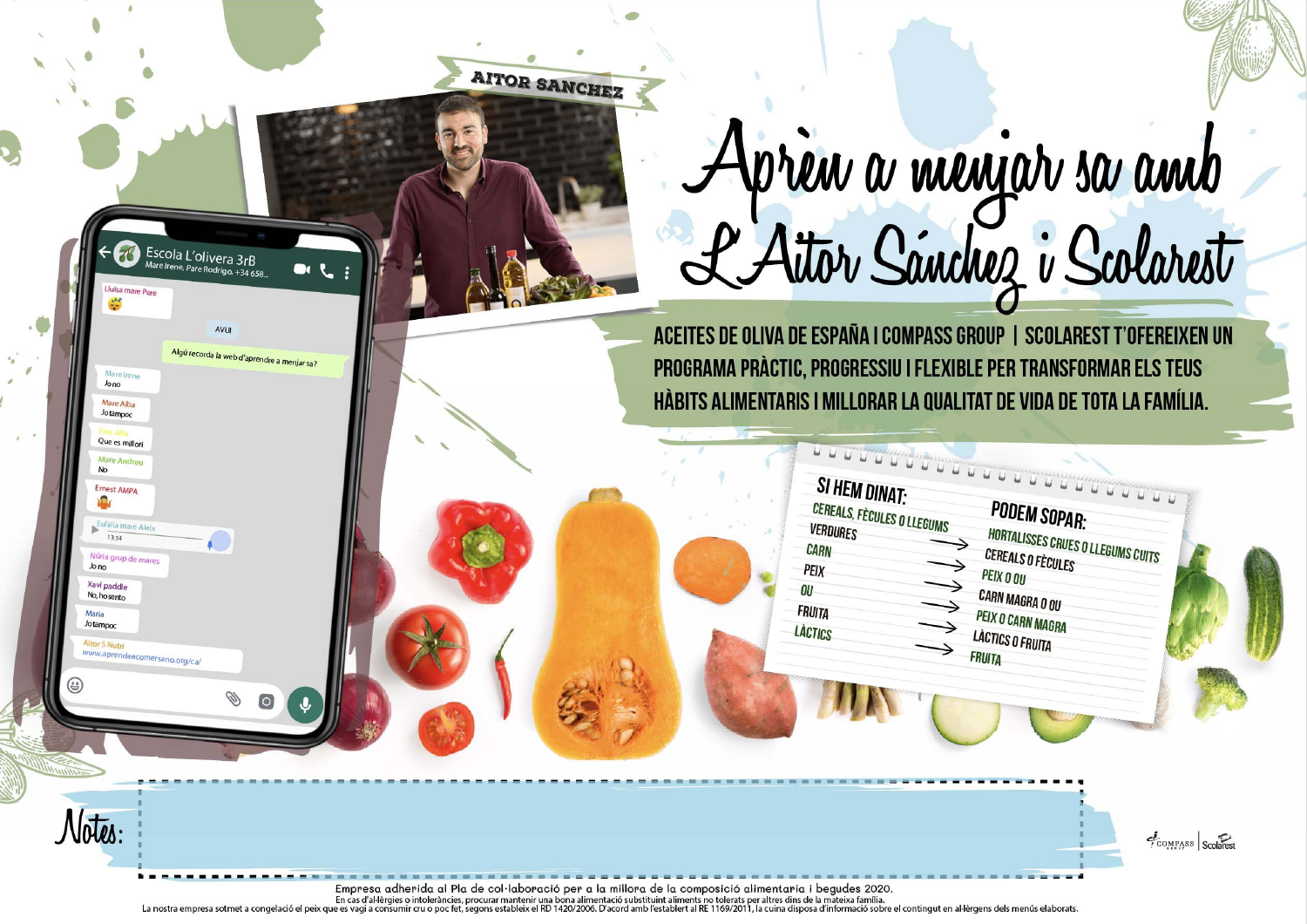# Aprèn a menjar sa amb L'Aitor Sánchez i Scolarest

AITOR SANCHEZ

**ACEITES DE OLIVA DE ESPAÑA I COMPASS GROUP | SCOLAREST T'OFEREIXEN UN PROGRAMA PRÀCTIC, PROGRESSIU I FLEXIBLE PER TRANSFORMAR ELS TEUS HÀBITS ALIMENTARIS I MILLORAR LA QUALITAT DE VIDA DE TOTA LA FAMÍLIA.**

Escola L'olivera 3rB
Mare Irene, Pare Rodrigo, +34 658...

Lluïsa mare Pere

AVUI

Algú recorda la web d'aprendre a menjar sa?

Mare Irene
Jo no

Mare Alba
Jo tampoc

Pare Jùlia
Que es millori

Mare Andreu
No

Ernest AMPA

Eulàlia mare Aleix
13:54

Núria grup de mares
Jo no

Xavi paddle
No, ho sento

Maria
Jo tampoc

Aitor S Nutri
www.aprendeacomersano.org/ca/

| SI HEM DINAT: | | PODEM SOPAR: |
| --- | --- | --- |
| CEREALS, FÈCULES O LLEGUMS | → | HORTALISSES CRUES O LLEGUMS CUITS |
| VERDURES | → | CEREALS O FÈCULES |
| CARN | → | PEIX O OU |
| PEIX | → | CARN MAGRA O OU |
| OU | → | PEIX O CARN MAGRA |
| FRUITA | → | LÀCTICS O FRUITA |
| LÀCTICS | → | FRUITA |

Notes:

COMPASS | Scolarest

Empresa adherida al Pla de col·laboració per a la millora de la composició alimentaria i begudes 2020.
En cas d'al·lèrgies o intoleràncies, procurar mantenir una bona alimentació substituint aliments no tolerats per altres dins de la mateixa família.
La nostra empresa sotmet a congelació el peix que es vagi a consumir cru o poc fet, segons estableix el RD 1420/2006. D'acord amb l'establert al RE 1169/2011, la cuina disposa d'informació sobre el contingut en al·lèrgens dels menús elaborats.